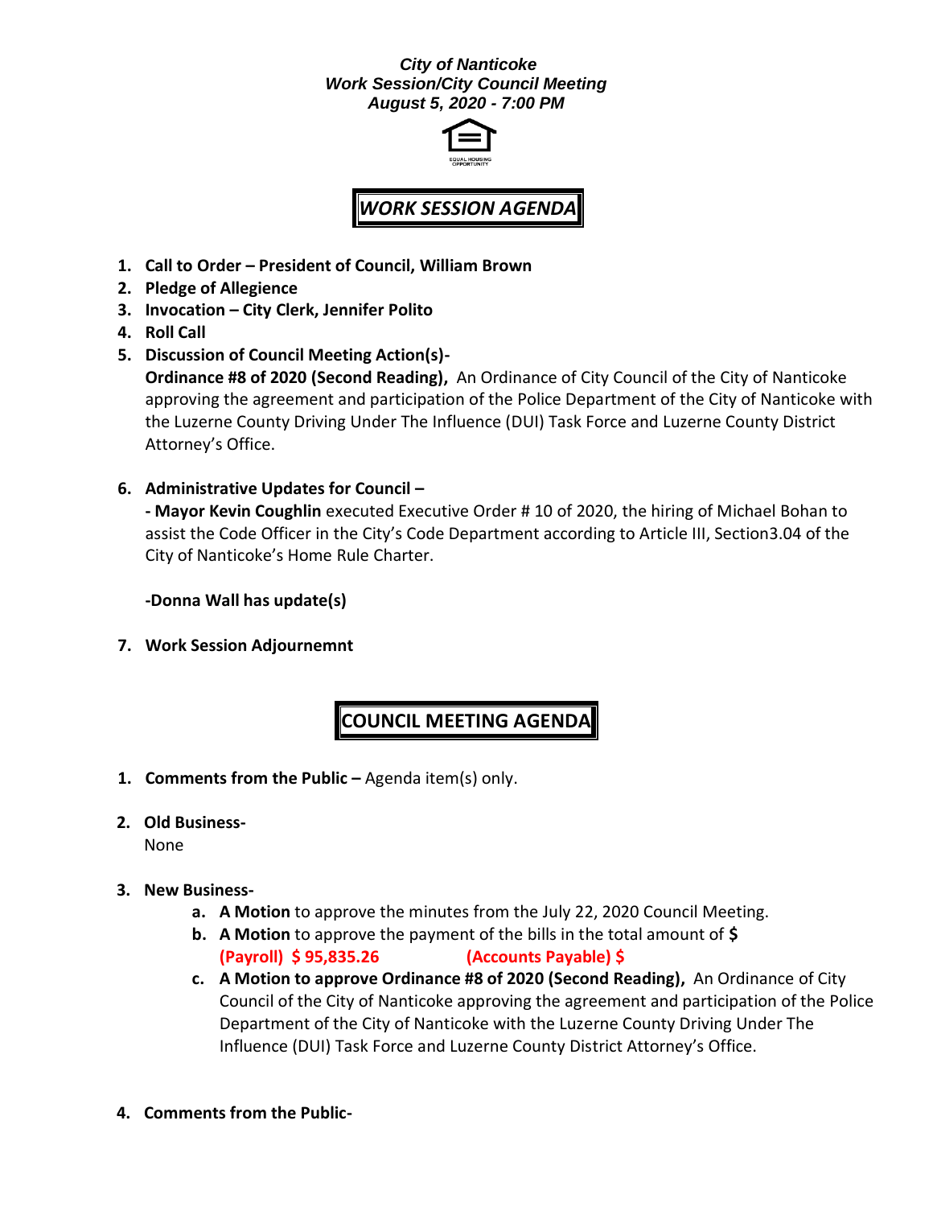***City of Nanticoke***
***Work Session/City Council Meeting***
***August 5, 2020 - 7:00 PM***

## *WORK SESSION AGENDA*

1. **Call to Order – President of Council, William Brown**
2. **Pledge of Allegience**
3. **Invocation – City Clerk, Jennifer Polito**
4. **Roll Call**
5. **Discussion of Council Meeting Action(s)-**
   **Ordinance #8 of 2020 (Second Reading),** An Ordinance of City Council of the City of Nanticoke approving the agreement and participation of the Police Department of the City of Nanticoke with the Luzerne County Driving Under The Influence (DUI) Task Force and Luzerne County District Attorney's Office.

6. **Administrative Updates for Council –**
   **- Mayor Kevin Coughlin** executed Executive Order # 10 of 2020, the hiring of Michael Bohan to assist the Code Officer in the City's Code Department according to Article III, Section3.04 of the City of Nanticoke's Home Rule Charter.

   **-Donna Wall has update(s)**

7. **Work Session Adjournemnt**

## COUNCIL MEETING AGENDA

1. **Comments from the Public –** Agenda item(s) only.

2. **Old Business-**
   None

3. **New Business-**
   a. **A Motion** to approve the minutes from the July 22, 2020 Council Meeting.
   b. **A Motion** to approve the payment of the bills in the total amount of **$**
      **(Payroll) $ 95,835.26** **(Accounts Payable) $**
   c. **A Motion to approve Ordinance #8 of 2020 (Second Reading),** An Ordinance of City Council of the City of Nanticoke approving the agreement and participation of the Police Department of the City of Nanticoke with the Luzerne County Driving Under The Influence (DUI) Task Force and Luzerne County District Attorney's Office.

4. **Comments from the Public-**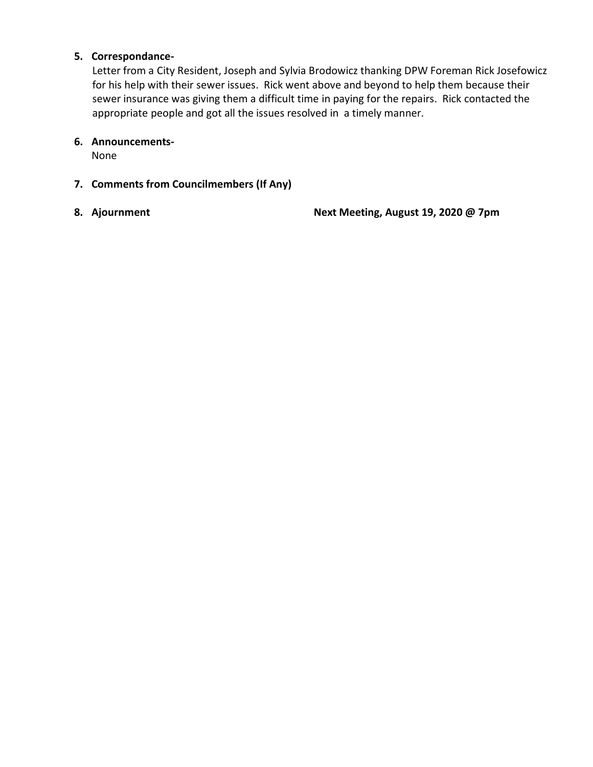5. **Correspondance-**

   Letter from a City Resident, Joseph and Sylvia Brodowicz thanking DPW Foreman Rick Josefowicz for his help with their sewer issues. Rick went above and beyond to help them because their sewer insurance was giving them a difficult time in paying for the repairs. Rick contacted the appropriate people and got all the issues resolved in a timely manner.

6. **Announcements-**

   None

7. **Comments from Councilmembers (If Any)**

8. **Ajournment** **Next Meeting, August 19, 2020 @ 7pm**